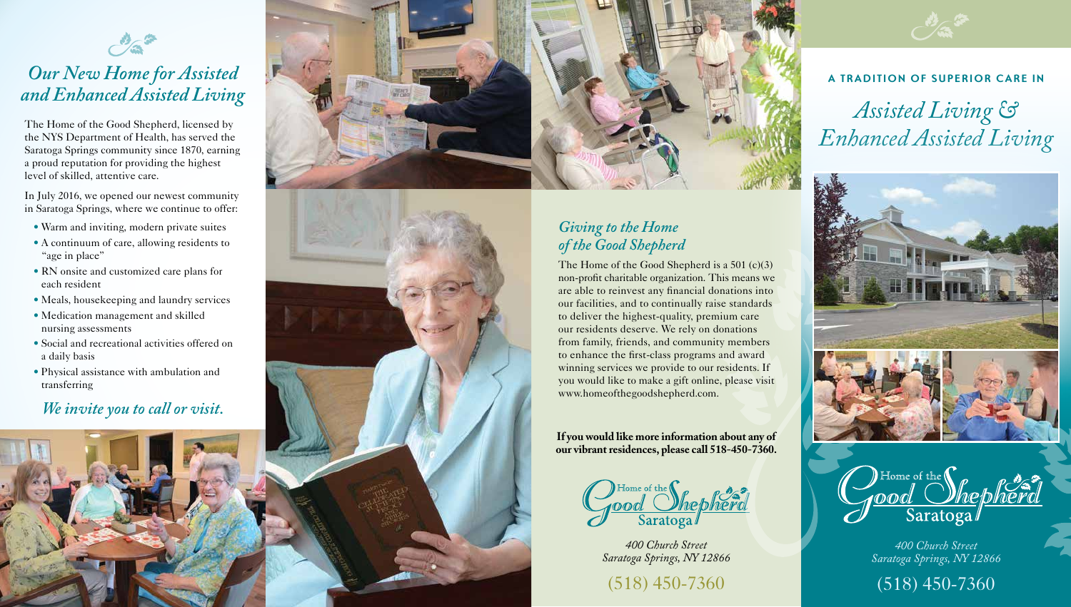## *Our New Home for Assisted and Enhanced Assisted Living*

The Home of the Good Shepherd, licensed by the NYS Department of Health, has served the Saratoga Springs community since 1870, earning a proud reputation for providing the highest level of skilled, attentive care.

In July 2016, we opened our newest community in Saratoga Springs, where we continue to offer:

- Warm and inviting, modern private suites
- A continuum of care, allowing residents to "age in place"
- RN onsite and customized care plans for each resident
- Meals, housekeeping and laundry services
- Medication management and skilled nursing assessments
- Social and recreational activities offered on a daily basis
- Physical assistance with ambulation and transferring

*We invite you to call or visit.*

## *Giving to the Home of the Good Shepherd*

The Home of the Good Shepherd is a 501 (c)(3) non-profit charitable organization. This means we are able to reinvest any financial donations into our facilities, and to continually raise standards to deliver the highest-quality, premium care our residents deserve. We rely on donations from family, friends, and community members to enhance the first-class programs and award winning services we provide to our residents. If you would like to make a gift online, please visit www.homeofthegoodshepherd.com.

**If you would like more information about any of our vibrant residences, please call 518-450-7360.**

Home of the Good Shepherd Saratoga

*400 Church Street*
*Saratoga Springs, NY 12866*

(518) 450-7360

### A TRADITION OF SUPERIOR CARE IN

# *Assisted Living & Enhanced Assisted Living*

Home of the Good Shepherd Saratoga

*400 Church Street*
*Saratoga Springs, NY 12866*

(518) 450-7360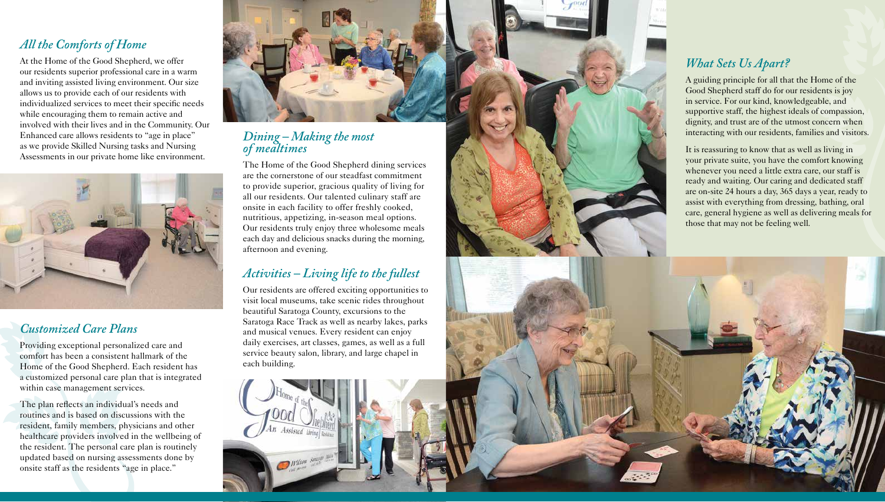## *All the Comforts of Home*

At the Home of the Good Shepherd, we offer our residents superior professional care in a warm and inviting assisted living environment. Our size allows us to provide each of our residents with individualized services to meet their specific needs while encouraging them to remain active and involved with their lives and in the Community. Our Enhanced care allows residents to "age in place" as we provide Skilled Nursing tasks and Nursing Assessments in our private home like environment.

## *Customized Care Plans*

Providing exceptional personalized care and comfort has been a consistent hallmark of the Home of the Good Shepherd. Each resident has a customized personal care plan that is integrated within case management services.

The plan reflects an individual's needs and routines and is based on discussions with the resident, family members, physicians and other healthcare providers involved in the wellbeing of the resident. The personal care plan is routinely updated based on nursing assessments done by onsite staff as the residents "age in place."

## *Dining – Making the most of mealtimes*

The Home of the Good Shepherd dining services are the cornerstone of our steadfast commitment to provide superior, gracious quality of living for all our residents. Our talented culinary staff are onsite in each facility to offer freshly cooked, nutritious, appetizing, in-season meal options. Our residents truly enjoy three wholesome meals each day and delicious snacks during the morning, afternoon and evening.

## *Activities – Living life to the fullest*

Our residents are offered exciting opportunities to visit local museums, take scenic rides throughout beautiful Saratoga County, excursions to the Saratoga Race Track as well as nearby lakes, parks and musical venues. Every resident can enjoy daily exercises, art classes, games, as well as a full service beauty salon, library, and large chapel in each building.

## *What Sets Us Apart?*

A guiding principle for all that the Home of the Good Shepherd staff do for our residents is joy in service. For our kind, knowledgeable, and supportive staff, the highest ideals of compassion, dignity, and trust are of the utmost concern when interacting with our residents, families and visitors.

It is reassuring to know that as well as living in your private suite, you have the comfort knowing whenever you need a little extra care, our staff is ready and waiting. Our caring and dedicated staff are on-site 24 hours a day, 365 days a year, ready to assist with everything from dressing, bathing, oral care, general hygiene as well as delivering meals for those that may not be feeling well.